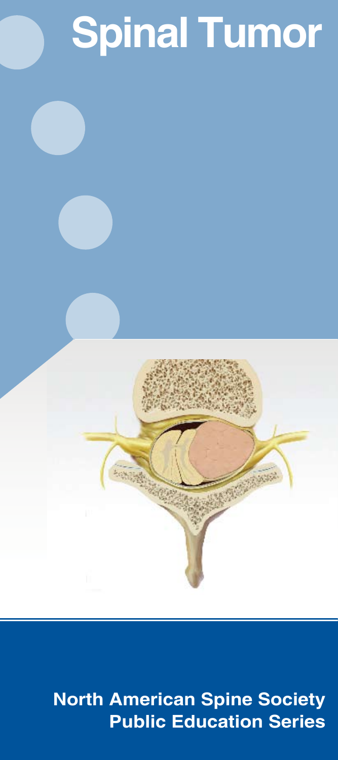# Spinal Tumor

**North American Spine Society Public Education Series**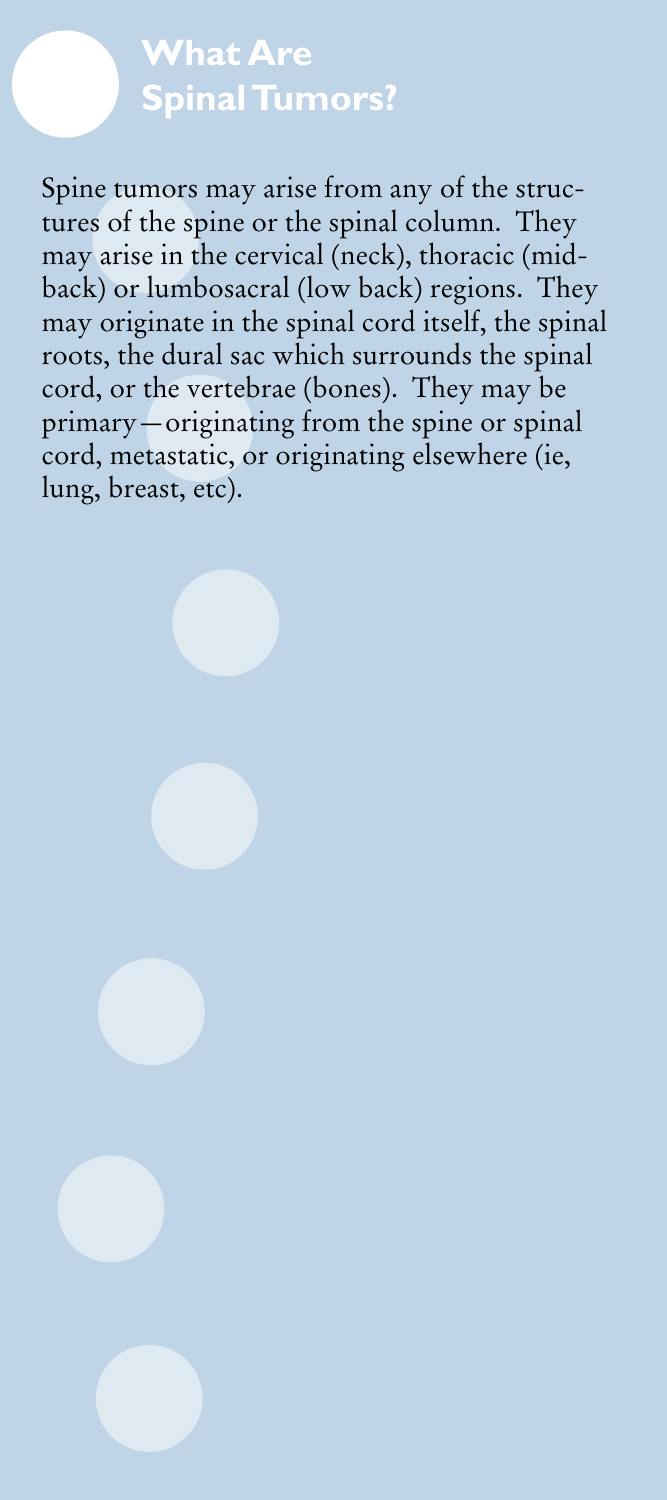# What Are Spinal Tumors?

Spine tumors may arise from any of the structures of the spine or the spinal column. They may arise in the cervical (neck), thoracic (mid-back) or lumbosacral (low back) regions. They may originate in the spinal cord itself, the spinal roots, the dural sac which surrounds the spinal cord, or the vertebrae (bones). They may be primary—originating from the spine or spinal cord, metastatic, or originating elsewhere (ie, lung, breast, etc).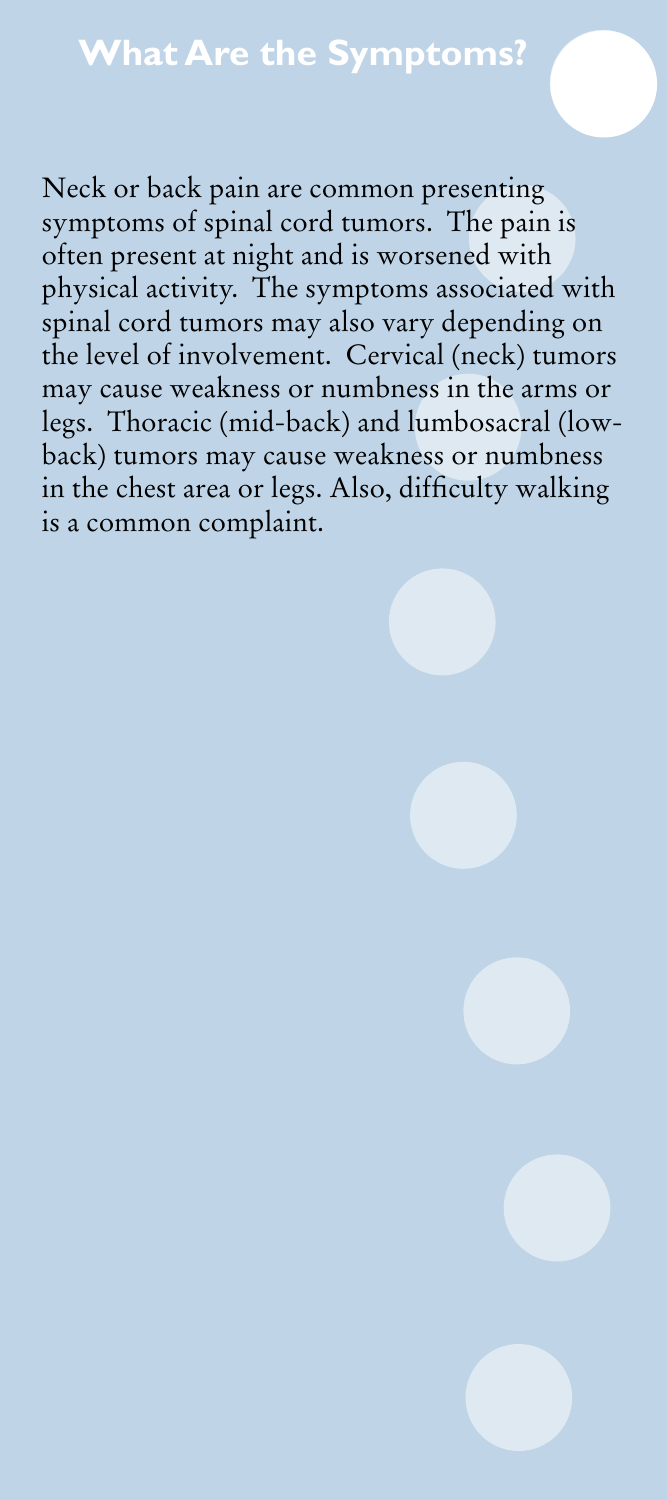## What Are the Symptoms?

Neck or back pain are common presenting symptoms of spinal cord tumors. The pain is often present at night and is worsened with physical activity. The symptoms associated with spinal cord tumors may also vary depending on the level of involvement. Cervical (neck) tumors may cause weakness or numbness in the arms or legs. Thoracic (mid-back) and lumbosacral (low-back) tumors may cause weakness or numbness in the chest area or legs. Also, difficulty walking is a common complaint.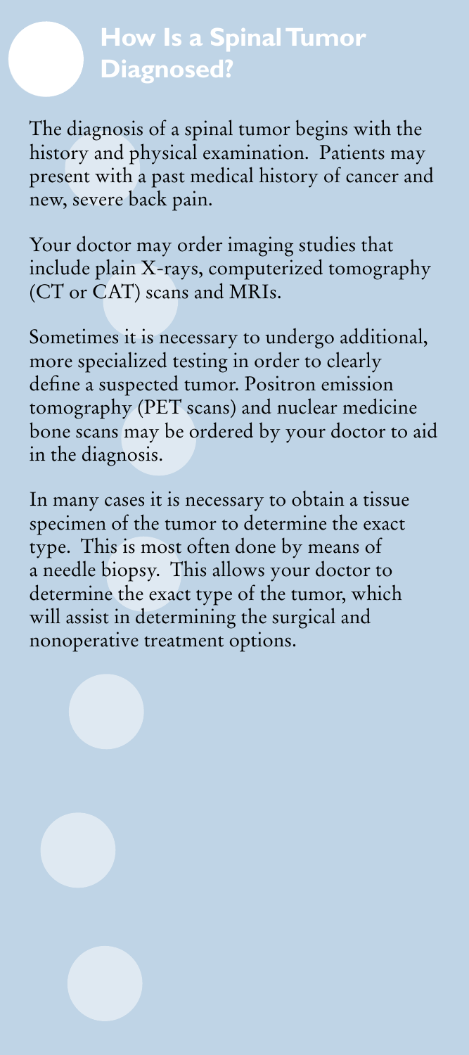## How Is a Spinal Tumor Diagnosed?

The diagnosis of a spinal tumor begins with the history and physical examination. Patients may present with a past medical history of cancer and new, severe back pain.

Your doctor may order imaging studies that include plain X-rays, computerized tomography (CT or CAT) scans and MRIs.

Sometimes it is necessary to undergo additional, more specialized testing in order to clearly define a suspected tumor. Positron emission tomography (PET scans) and nuclear medicine bone scans may be ordered by your doctor to aid in the diagnosis.

In many cases it is necessary to obtain a tissue specimen of the tumor to determine the exact type. This is most often done by means of a needle biopsy. This allows your doctor to determine the exact type of the tumor, which will assist in determining the surgical and nonoperative treatment options.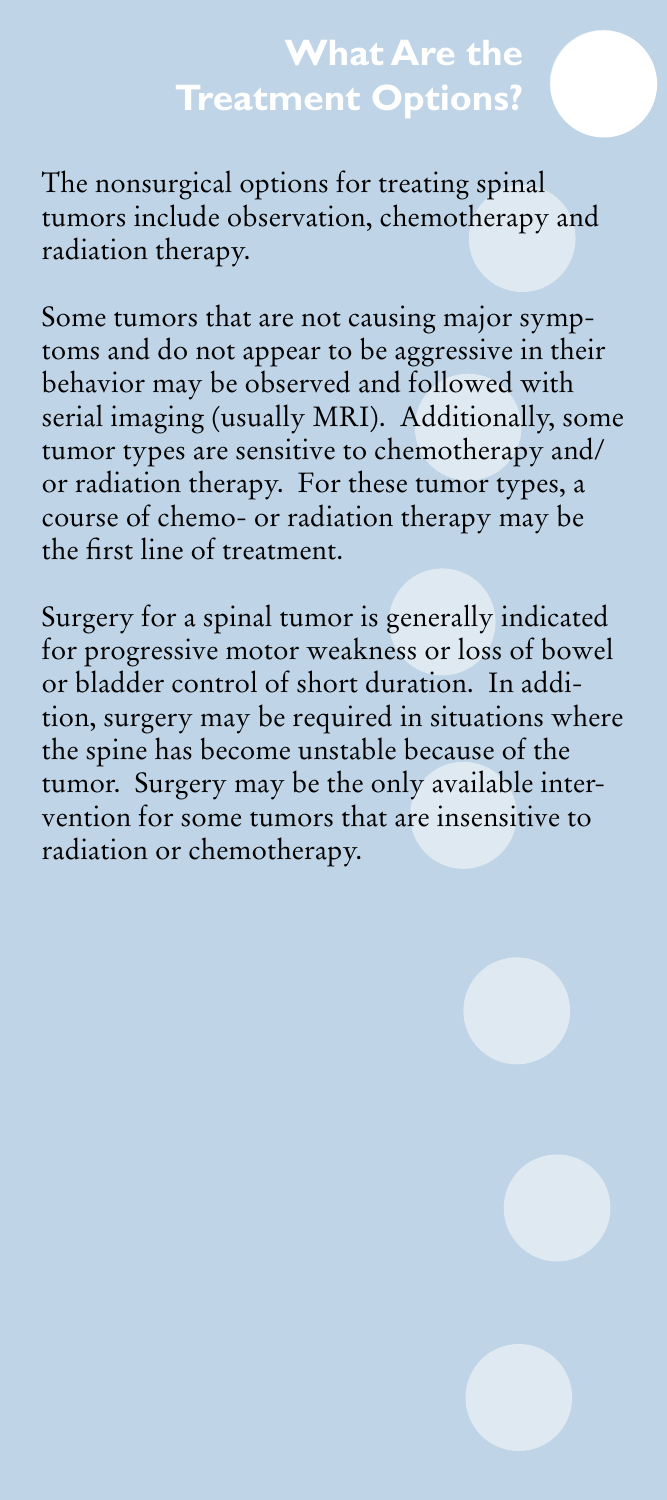# What Are the Treatment Options?

The nonsurgical options for treating spinal tumors include observation, chemotherapy and radiation therapy.

Some tumors that are not causing major symptoms and do not appear to be aggressive in their behavior may be observed and followed with serial imaging (usually MRI). Additionally, some tumor types are sensitive to chemotherapy and/or radiation therapy. For these tumor types, a course of chemo- or radiation therapy may be the first line of treatment.

Surgery for a spinal tumor is generally indicated for progressive motor weakness or loss of bowel or bladder control of short duration. In addition, surgery may be required in situations where the spine has become unstable because of the tumor. Surgery may be the only available intervention for some tumors that are insensitive to radiation or chemotherapy.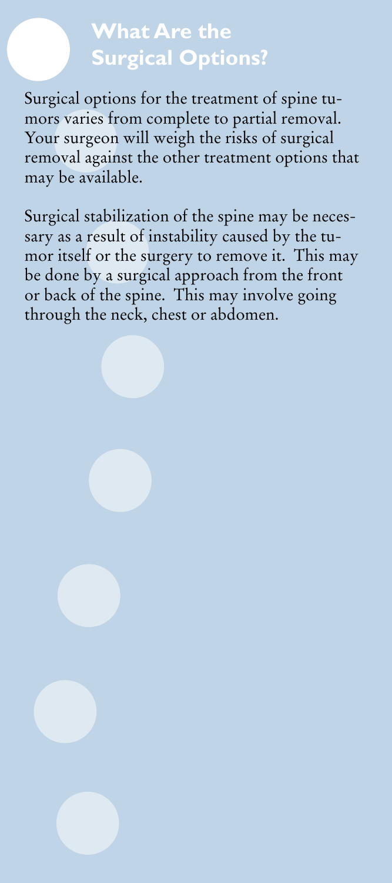## What Are the Surgical Options?

Surgical options for the treatment of spine tumors varies from complete to partial removal. Your surgeon will weigh the risks of surgical removal against the other treatment options that may be available.

Surgical stabilization of the spine may be necessary as a result of instability caused by the tumor itself or the surgery to remove it. This may be done by a surgical approach from the front or back of the spine. This may involve going through the neck, chest or abdomen.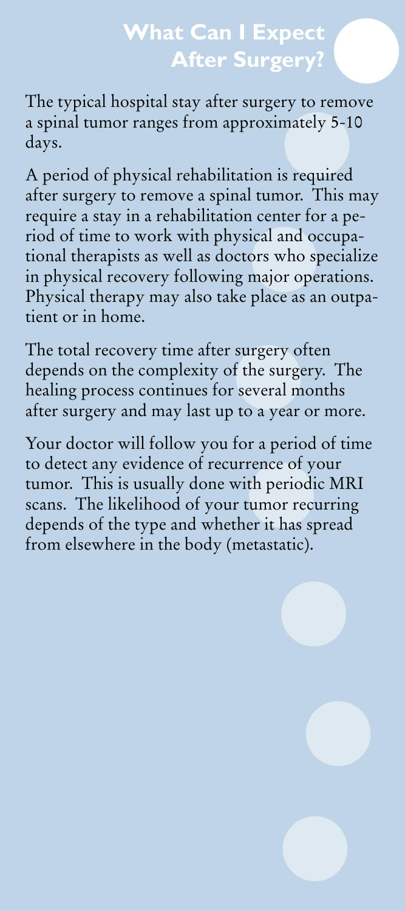# What Can I Expect After Surgery?

The typical hospital stay after surgery to remove a spinal tumor ranges from approximately 5-10 days.

A period of physical rehabilitation is required after surgery to remove a spinal tumor. This may require a stay in a rehabilitation center for a period of time to work with physical and occupational therapists as well as doctors who specialize in physical recovery following major operations. Physical therapy may also take place as an outpatient or in home.

The total recovery time after surgery often depends on the complexity of the surgery. The healing process continues for several months after surgery and may last up to a year or more.

Your doctor will follow you for a period of time to detect any evidence of recurrence of your tumor. This is usually done with periodic MRI scans. The likelihood of your tumor recurring depends of the type and whether it has spread from elsewhere in the body (metastatic).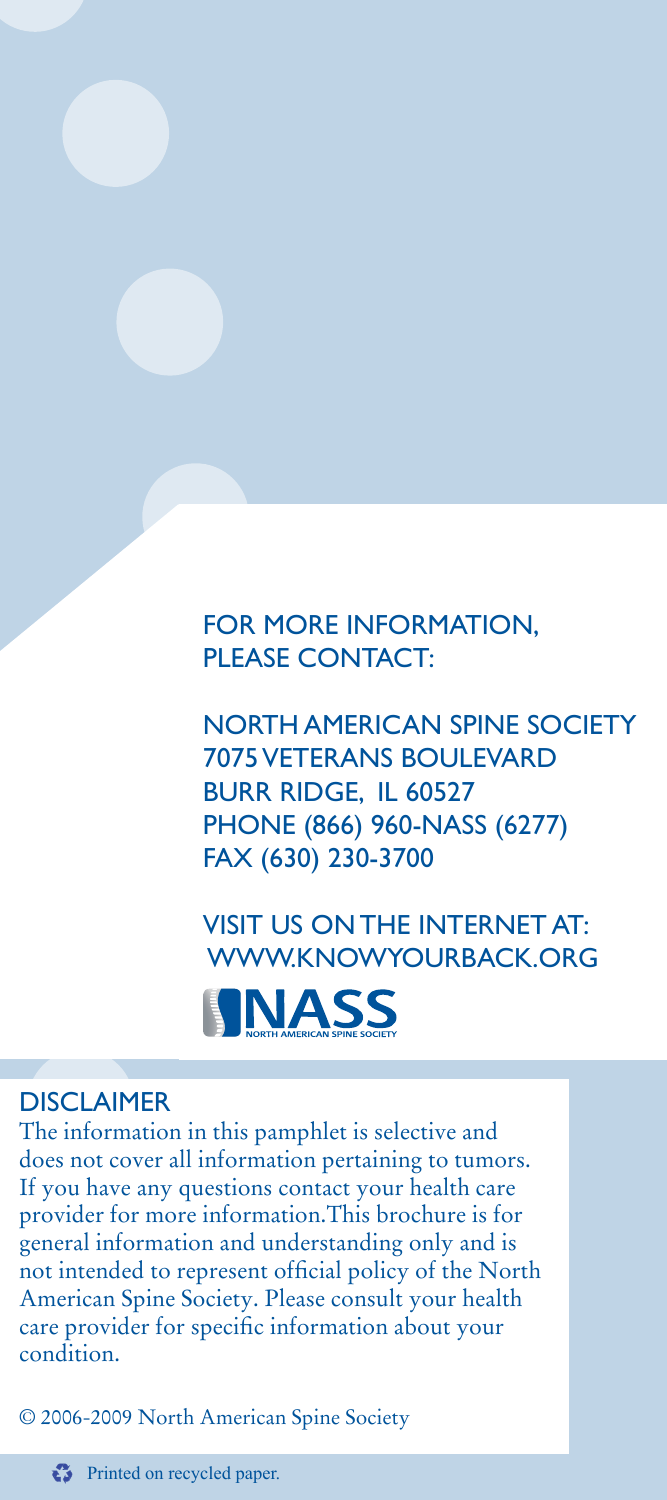FOR MORE INFORMATION, PLEASE CONTACT:

NORTH AMERICAN SPINE SOCIETY
7075 VETERANS BOULEVARD
BURR RIDGE, IL 60527
PHONE (866) 960-NASS (6277)
FAX (630) 230-3700

VISIT US ON THE INTERNET AT:
WWW.KNOWYOURBACK.ORG

NASS
NORTH AMERICAN SPINE SOCIETY

## DISCLAIMER

The information in this pamphlet is selective and does not cover all information pertaining to tumors. If you have any questions contact your health care provider for more information. This brochure is for general information and understanding only and is not intended to represent official policy of the North American Spine Society. Please consult your health care provider for specific information about your condition.

© 2006-2009 North American Spine Society

Printed on recycled paper.